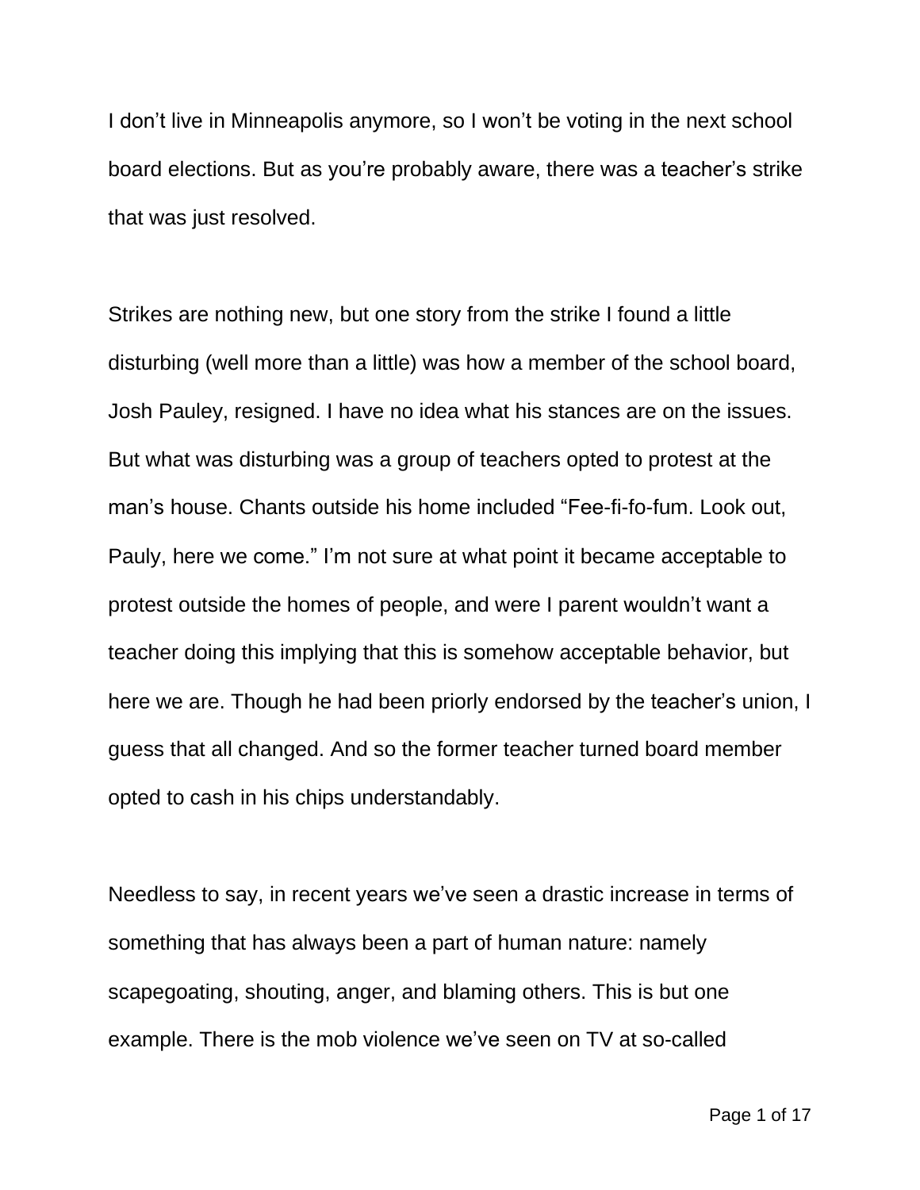I don't live in Minneapolis anymore, so I won't be voting in the next school board elections. But as you're probably aware, there was a teacher's strike that was just resolved.

Strikes are nothing new, but one story from the strike I found a little disturbing (well more than a little) was how a member of the school board, Josh Pauley, resigned. I have no idea what his stances are on the issues. But what was disturbing was a group of teachers opted to protest at the man's house. Chants outside his home included "Fee-fi-fo-fum. Look out, Pauly, here we come." I'm not sure at what point it became acceptable to protest outside the homes of people, and were I parent wouldn't want a teacher doing this implying that this is somehow acceptable behavior, but here we are. Though he had been priorly endorsed by the teacher's union, I guess that all changed. And so the former teacher turned board member opted to cash in his chips understandably.

Needless to say, in recent years we've seen a drastic increase in terms of something that has always been a part of human nature: namely scapegoating, shouting, anger, and blaming others. This is but one example. There is the mob violence we've seen on TV at so-called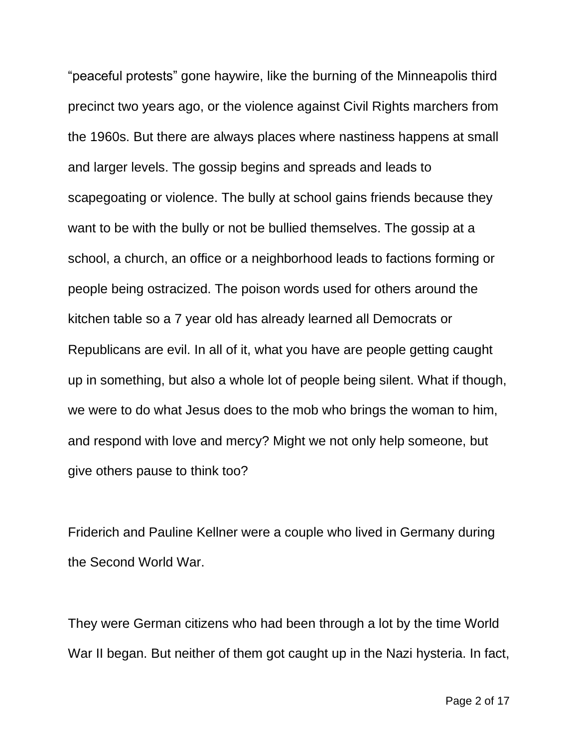"peaceful protests" gone haywire, like the burning of the Minneapolis third precinct two years ago, or the violence against Civil Rights marchers from the 1960s. But there are always places where nastiness happens at small and larger levels. The gossip begins and spreads and leads to scapegoating or violence. The bully at school gains friends because they want to be with the bully or not be bullied themselves. The gossip at a school, a church, an office or a neighborhood leads to factions forming or people being ostracized. The poison words used for others around the kitchen table so a 7 year old has already learned all Democrats or Republicans are evil. In all of it, what you have are people getting caught up in something, but also a whole lot of people being silent. What if though, we were to do what Jesus does to the mob who brings the woman to him, and respond with love and mercy? Might we not only help someone, but give others pause to think too?

Friderich and Pauline Kellner were a couple who lived in Germany during the Second World War.

They were German citizens who had been through a lot by the time World War II began. But neither of them got caught up in the Nazi hysteria. In fact,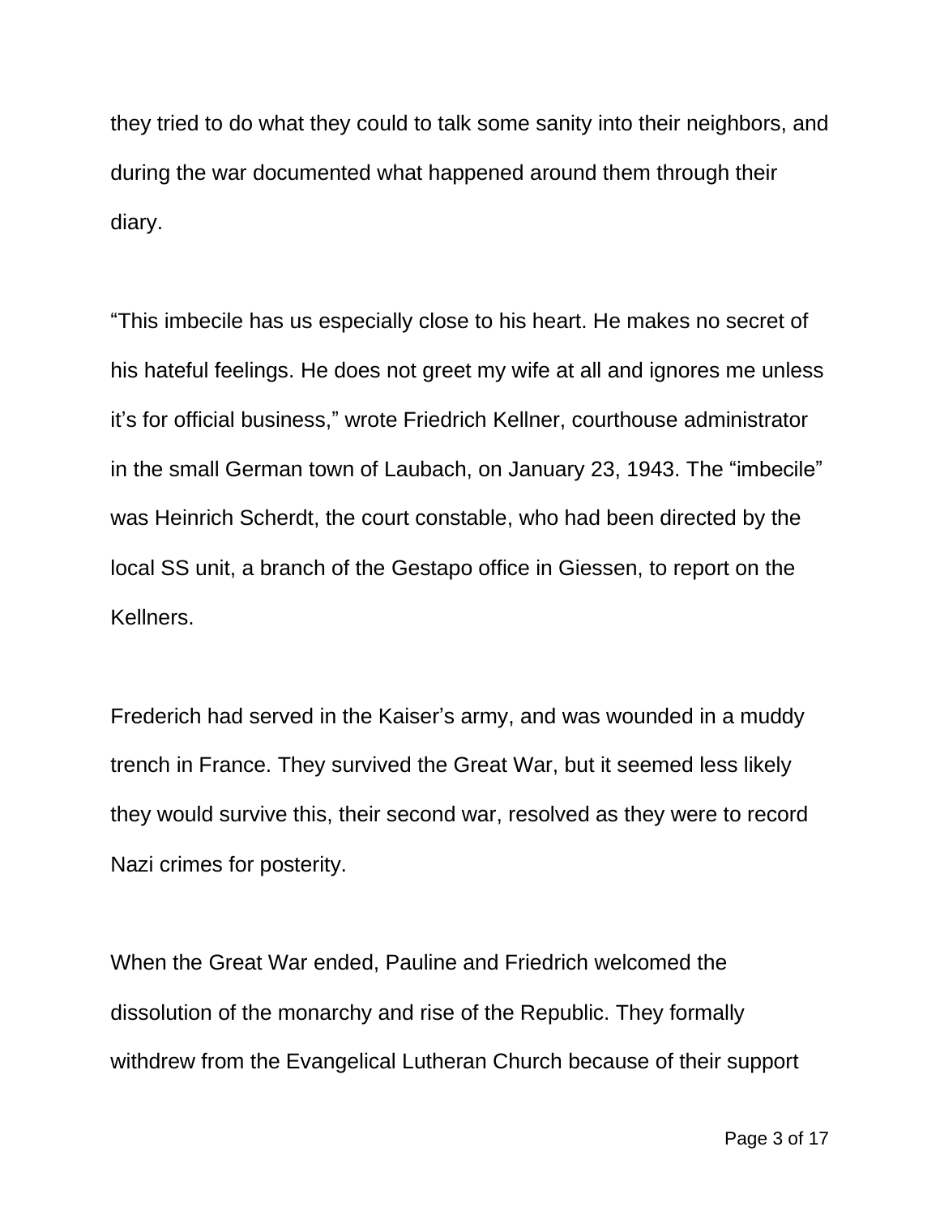they tried to do what they could to talk some sanity into their neighbors, and during the war documented what happened around them through their diary.

“This imbecile has us especially close to his heart. He makes no secret of his hateful feelings. He does not greet my wife at all and ignores me unless it’s for official business,” wrote Friedrich Kellner, courthouse administrator in the small German town of Laubach, on January 23, 1943. The “imbecile” was Heinrich Scherdt, the court constable, who had been directed by the local SS unit, a branch of the Gestapo office in Giessen, to report on the Kellners.

Frederich had served in the Kaiser’s army, and was wounded in a muddy trench in France. They survived the Great War, but it seemed less likely they would survive this, their second war, resolved as they were to record Nazi crimes for posterity.

When the Great War ended, Pauline and Friedrich welcomed the dissolution of the monarchy and rise of the Republic. They formally withdrew from the Evangelical Lutheran Church because of their support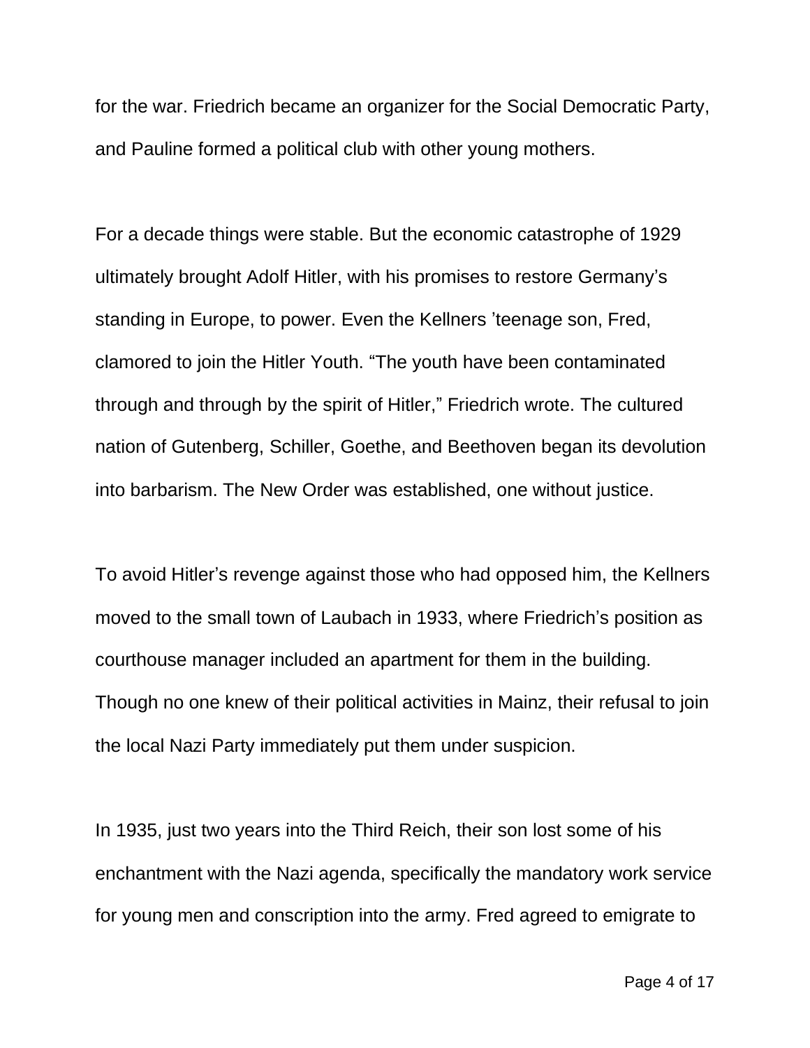for the war. Friedrich became an organizer for the Social Democratic Party, and Pauline formed a political club with other young mothers.

For a decade things were stable. But the economic catastrophe of 1929 ultimately brought Adolf Hitler, with his promises to restore Germany's standing in Europe, to power. Even the Kellners 'teenage son, Fred, clamored to join the Hitler Youth. "The youth have been contaminated through and through by the spirit of Hitler," Friedrich wrote. The cultured nation of Gutenberg, Schiller, Goethe, and Beethoven began its devolution into barbarism. The New Order was established, one without justice.

To avoid Hitler's revenge against those who had opposed him, the Kellners moved to the small town of Laubach in 1933, where Friedrich's position as courthouse manager included an apartment for them in the building. Though no one knew of their political activities in Mainz, their refusal to join the local Nazi Party immediately put them under suspicion.

In 1935, just two years into the Third Reich, their son lost some of his enchantment with the Nazi agenda, specifically the mandatory work service for young men and conscription into the army. Fred agreed to emigrate to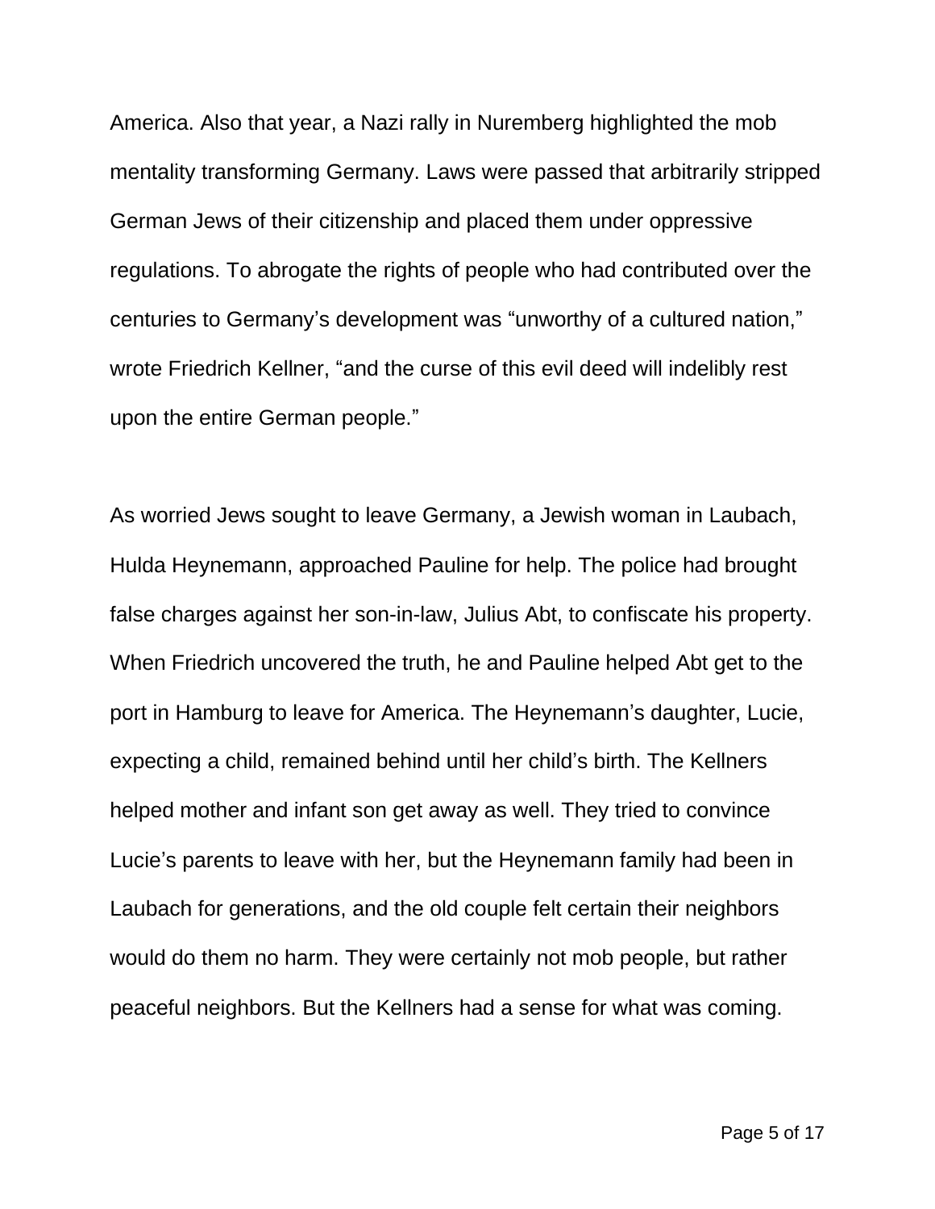America. Also that year, a Nazi rally in Nuremberg highlighted the mob mentality transforming Germany. Laws were passed that arbitrarily stripped German Jews of their citizenship and placed them under oppressive regulations. To abrogate the rights of people who had contributed over the centuries to Germany's development was "unworthy of a cultured nation," wrote Friedrich Kellner, "and the curse of this evil deed will indelibly rest upon the entire German people."

As worried Jews sought to leave Germany, a Jewish woman in Laubach, Hulda Heynemann, approached Pauline for help. The police had brought false charges against her son-in-law, Julius Abt, to confiscate his property. When Friedrich uncovered the truth, he and Pauline helped Abt get to the port in Hamburg to leave for America. The Heynemann's daughter, Lucie, expecting a child, remained behind until her child's birth. The Kellners helped mother and infant son get away as well. They tried to convince Lucie's parents to leave with her, but the Heynemann family had been in Laubach for generations, and the old couple felt certain their neighbors would do them no harm. They were certainly not mob people, but rather peaceful neighbors. But the Kellners had a sense for what was coming.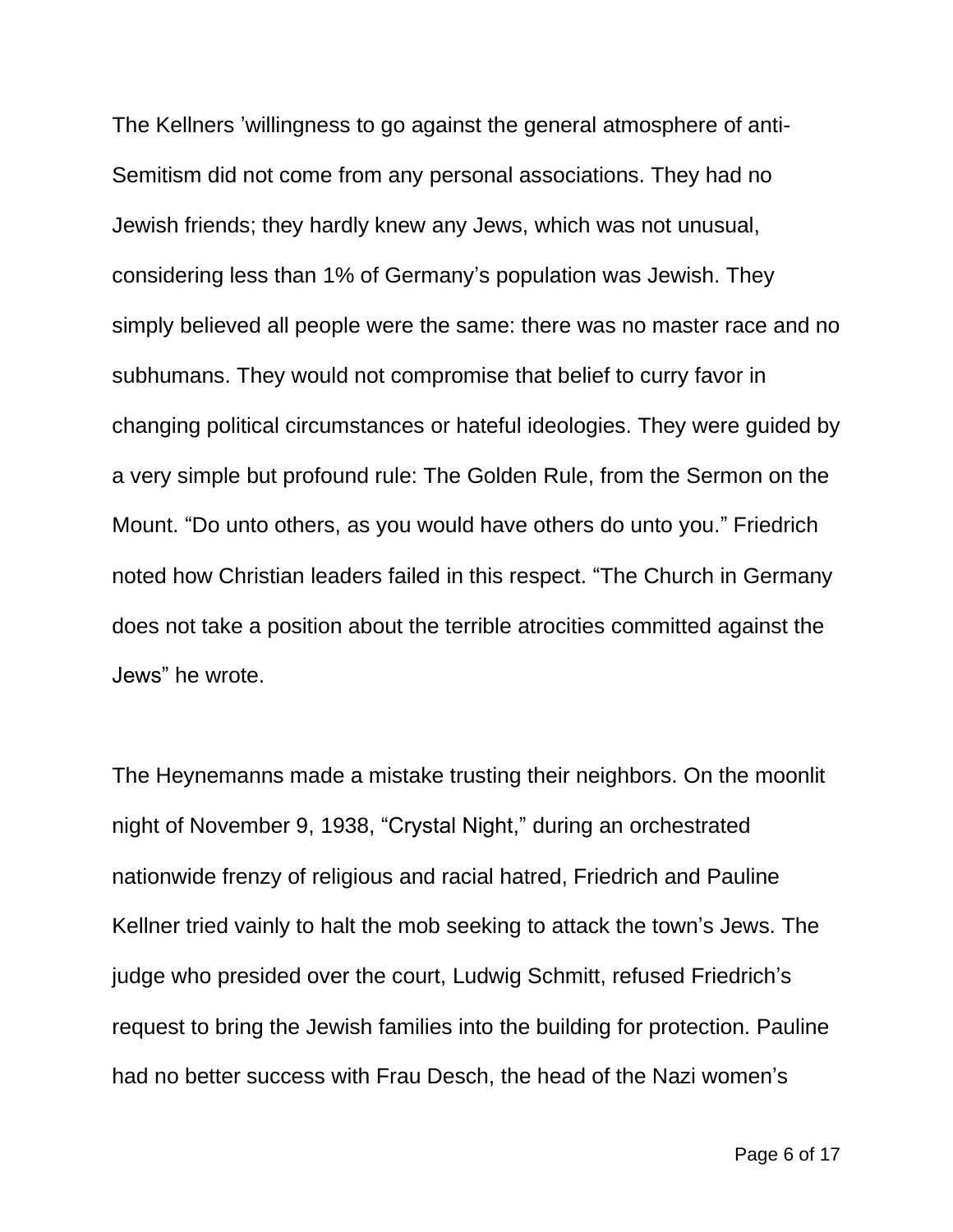The Kellners ’willingness to go against the general atmosphere of anti-Semitism did not come from any personal associations. They had no Jewish friends; they hardly knew any Jews, which was not unusual, considering less than 1% of Germany’s population was Jewish. They simply believed all people were the same: there was no master race and no subhumans. They would not compromise that belief to curry favor in changing political circumstances or hateful ideologies. They were guided by a very simple but profound rule: The Golden Rule, from the Sermon on the Mount. “Do unto others, as you would have others do unto you.” Friedrich noted how Christian leaders failed in this respect. “The Church in Germany does not take a position about the terrible atrocities committed against the Jews” he wrote.

The Heynemanns made a mistake trusting their neighbors. On the moonlit night of November 9, 1938, “Crystal Night,” during an orchestrated nationwide frenzy of religious and racial hatred, Friedrich and Pauline Kellner tried vainly to halt the mob seeking to attack the town’s Jews. The judge who presided over the court, Ludwig Schmitt, refused Friedrich’s request to bring the Jewish families into the building for protection. Pauline had no better success with Frau Desch, the head of the Nazi women’s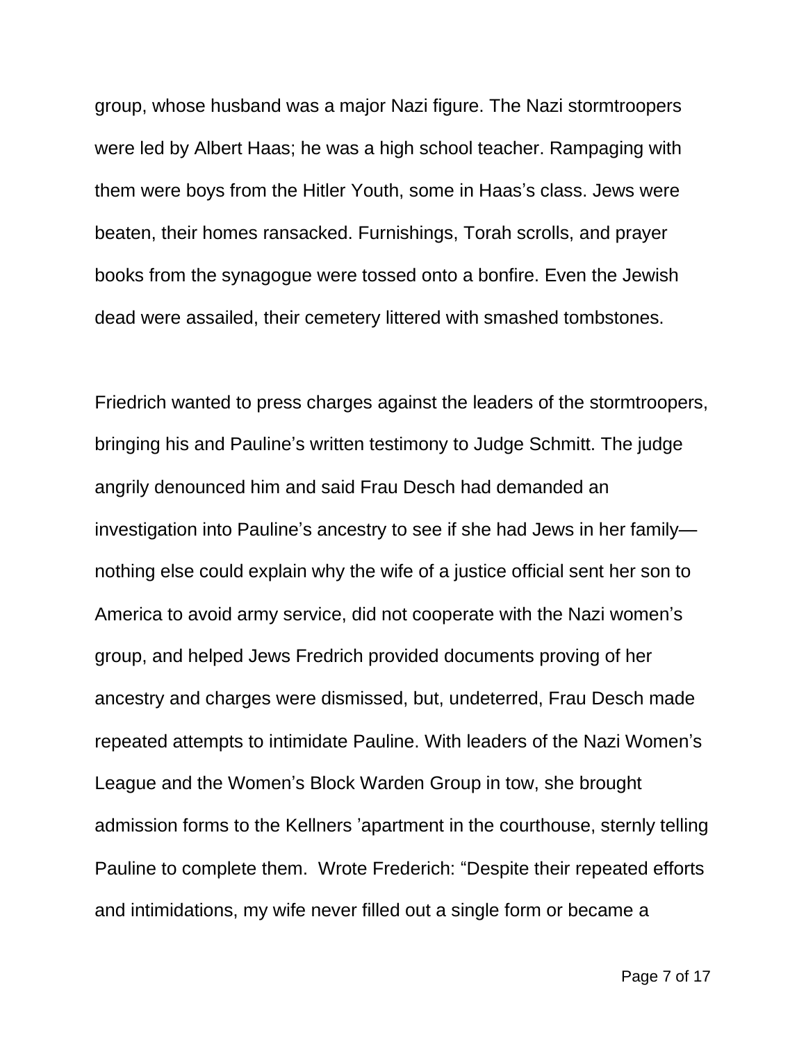group, whose husband was a major Nazi figure. The Nazi stormtroopers were led by Albert Haas; he was a high school teacher. Rampaging with them were boys from the Hitler Youth, some in Haas's class. Jews were beaten, their homes ransacked. Furnishings, Torah scrolls, and prayer books from the synagogue were tossed onto a bonfire. Even the Jewish dead were assailed, their cemetery littered with smashed tombstones.

Friedrich wanted to press charges against the leaders of the stormtroopers, bringing his and Pauline's written testimony to Judge Schmitt. The judge angrily denounced him and said Frau Desch had demanded an investigation into Pauline's ancestry to see if she had Jews in her family—nothing else could explain why the wife of a justice official sent her son to America to avoid army service, did not cooperate with the Nazi women's group, and helped Jews Fredrich provided documents proving of her ancestry and charges were dismissed, but, undeterred, Frau Desch made repeated attempts to intimidate Pauline. With leaders of the Nazi Women's League and the Women's Block Warden Group in tow, she brought admission forms to the Kellners 'apartment in the courthouse, sternly telling Pauline to complete them. Wrote Frederich: "Despite their repeated efforts and intimidations, my wife never filled out a single form or became a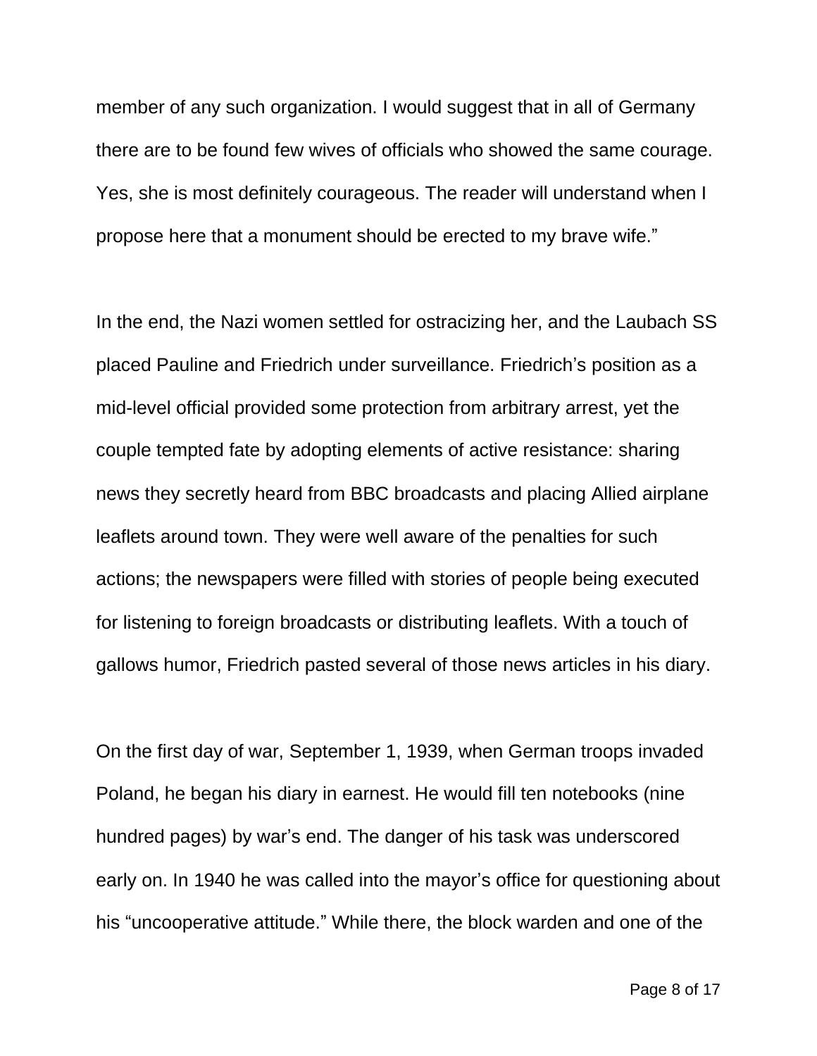member of any such organization. I would suggest that in all of Germany there are to be found few wives of officials who showed the same courage. Yes, she is most definitely courageous. The reader will understand when I propose here that a monument should be erected to my brave wife."

In the end, the Nazi women settled for ostracizing her, and the Laubach SS placed Pauline and Friedrich under surveillance. Friedrich's position as a mid-level official provided some protection from arbitrary arrest, yet the couple tempted fate by adopting elements of active resistance: sharing news they secretly heard from BBC broadcasts and placing Allied airplane leaflets around town. They were well aware of the penalties for such actions; the newspapers were filled with stories of people being executed for listening to foreign broadcasts or distributing leaflets. With a touch of gallows humor, Friedrich pasted several of those news articles in his diary.

On the first day of war, September 1, 1939, when German troops invaded Poland, he began his diary in earnest. He would fill ten notebooks (nine hundred pages) by war's end. The danger of his task was underscored early on. In 1940 he was called into the mayor's office for questioning about his "uncooperative attitude." While there, the block warden and one of the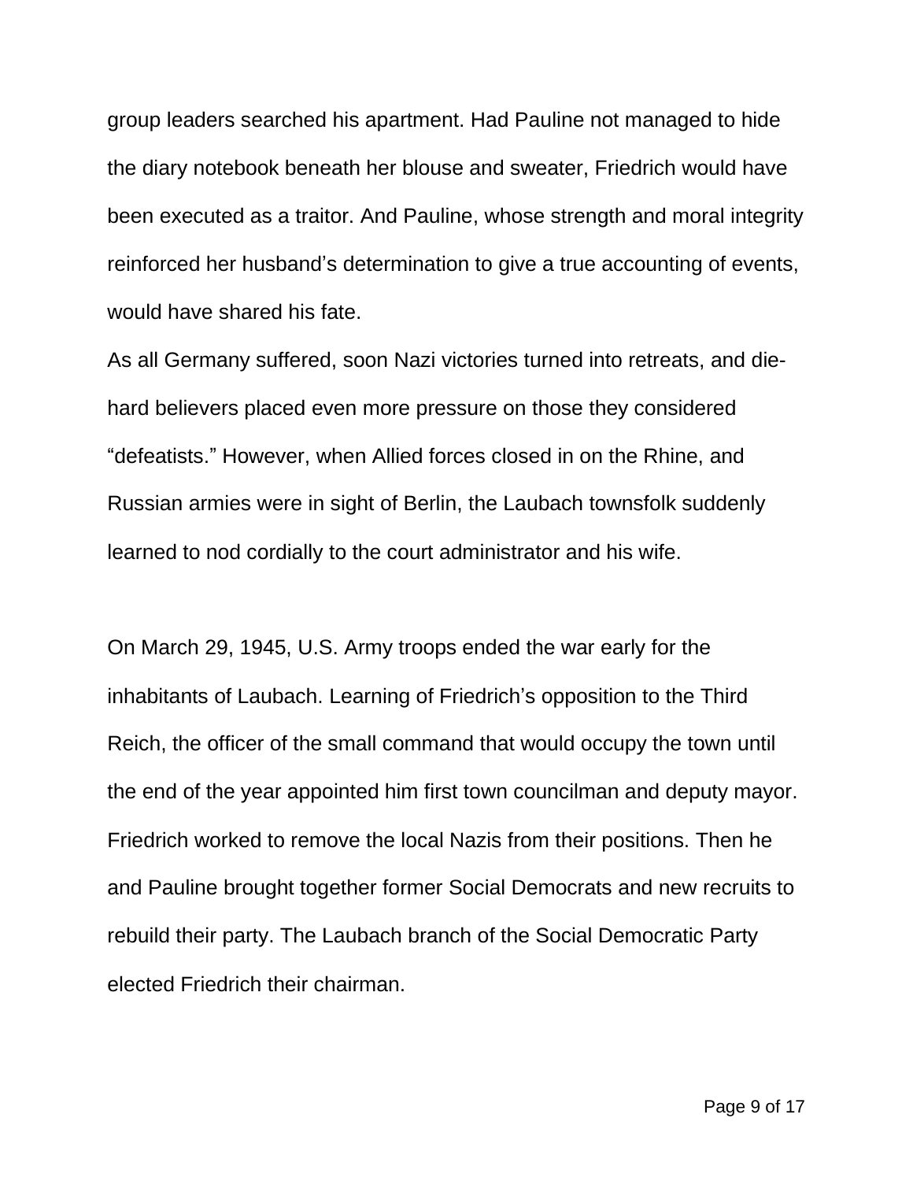group leaders searched his apartment. Had Pauline not managed to hide the diary notebook beneath her blouse and sweater, Friedrich would have been executed as a traitor. And Pauline, whose strength and moral integrity reinforced her husband's determination to give a true accounting of events, would have shared his fate.

As all Germany suffered, soon Nazi victories turned into retreats, and die-hard believers placed even more pressure on those they considered "defeatists." However, when Allied forces closed in on the Rhine, and Russian armies were in sight of Berlin, the Laubach townsfolk suddenly learned to nod cordially to the court administrator and his wife.

On March 29, 1945, U.S. Army troops ended the war early for the inhabitants of Laubach. Learning of Friedrich's opposition to the Third Reich, the officer of the small command that would occupy the town until the end of the year appointed him first town councilman and deputy mayor. Friedrich worked to remove the local Nazis from their positions. Then he and Pauline brought together former Social Democrats and new recruits to rebuild their party. The Laubach branch of the Social Democratic Party elected Friedrich their chairman.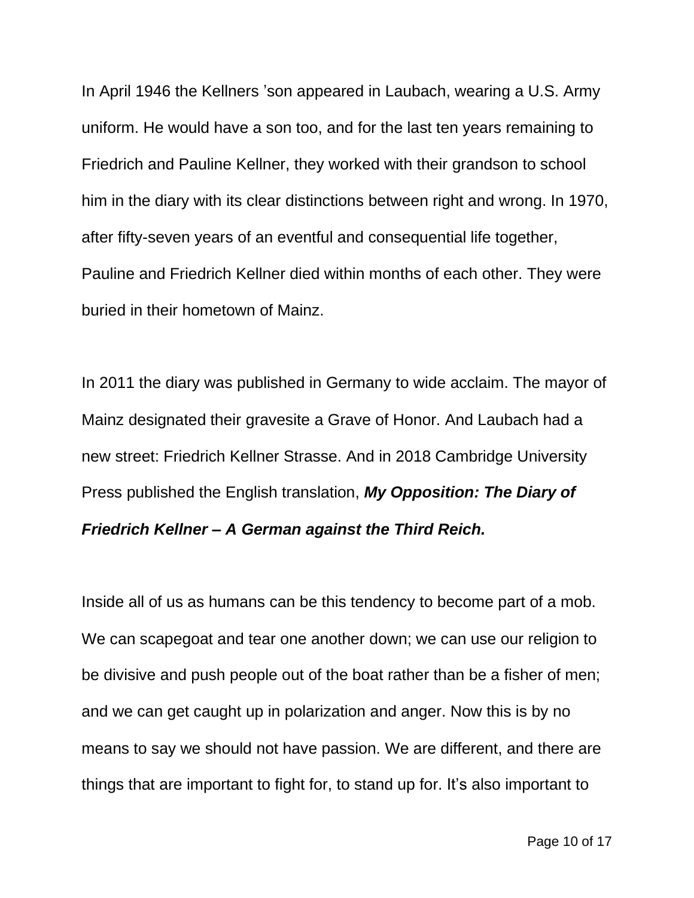In April 1946 the Kellners 'son appeared in Laubach, wearing a U.S. Army uniform. He would have a son too, and for the last ten years remaining to Friedrich and Pauline Kellner, they worked with their grandson to school him in the diary with its clear distinctions between right and wrong. In 1970, after fifty-seven years of an eventful and consequential life together, Pauline and Friedrich Kellner died within months of each other. They were buried in their hometown of Mainz.

In 2011 the diary was published in Germany to wide acclaim. The mayor of Mainz designated their gravesite a Grave of Honor. And Laubach had a new street: Friedrich Kellner Strasse. And in 2018 Cambridge University Press published the English translation, ***My Opposition: The Diary of Friedrich Kellner – A German against the Third Reich.***

Inside all of us as humans can be this tendency to become part of a mob. We can scapegoat and tear one another down; we can use our religion to be divisive and push people out of the boat rather than be a fisher of men; and we can get caught up in polarization and anger. Now this is by no means to say we should not have passion. We are different, and there are things that are important to fight for, to stand up for. It's also important to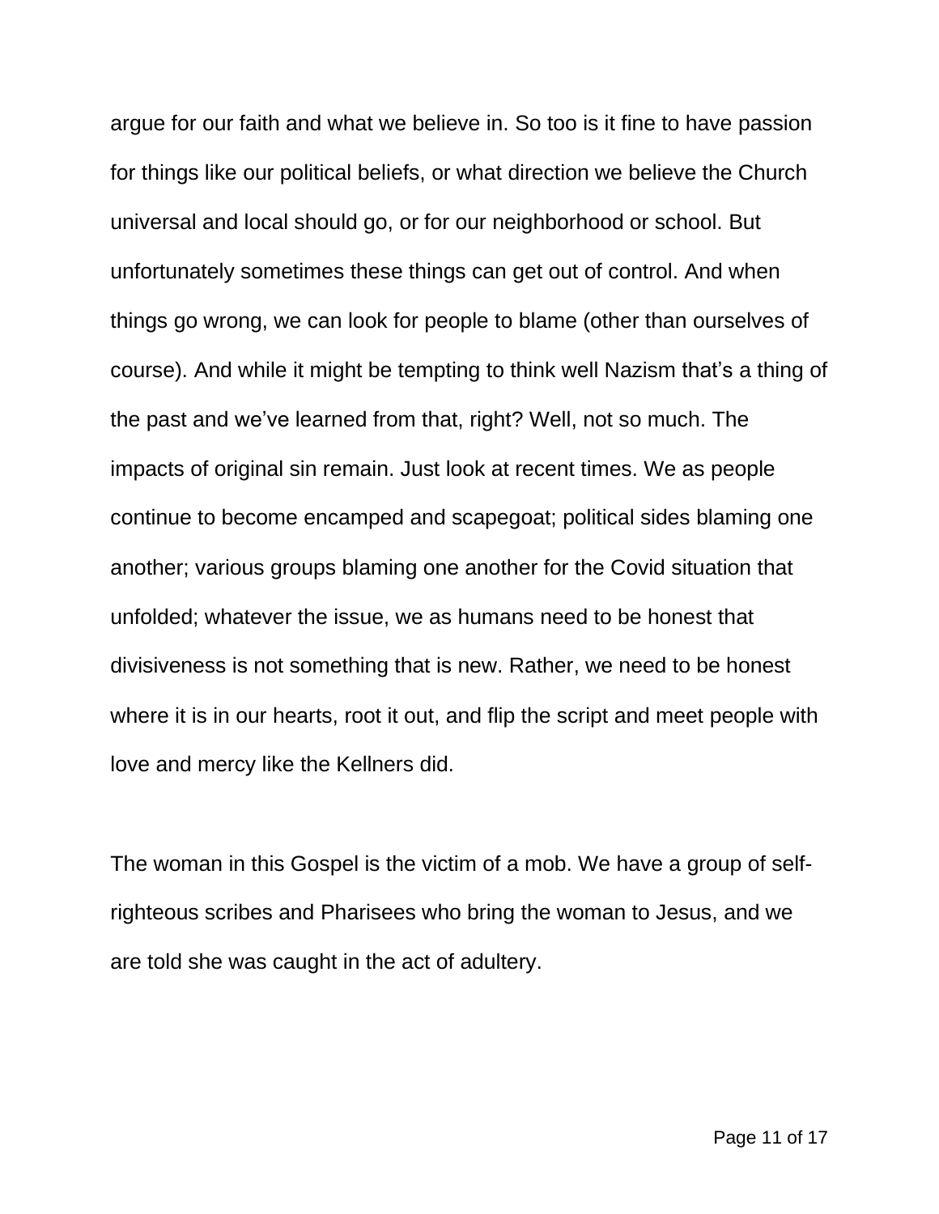argue for our faith and what we believe in. So too is it fine to have passion for things like our political beliefs, or what direction we believe the Church universal and local should go, or for our neighborhood or school. But unfortunately sometimes these things can get out of control. And when things go wrong, we can look for people to blame (other than ourselves of course). And while it might be tempting to think well Nazism that's a thing of the past and we've learned from that, right? Well, not so much. The impacts of original sin remain. Just look at recent times. We as people continue to become encamped and scapegoat; political sides blaming one another; various groups blaming one another for the Covid situation that unfolded; whatever the issue, we as humans need to be honest that divisiveness is not something that is new. Rather, we need to be honest where it is in our hearts, root it out, and flip the script and meet people with love and mercy like the Kellners did.

The woman in this Gospel is the victim of a mob. We have a group of self-righteous scribes and Pharisees who bring the woman to Jesus, and we are told she was caught in the act of adultery.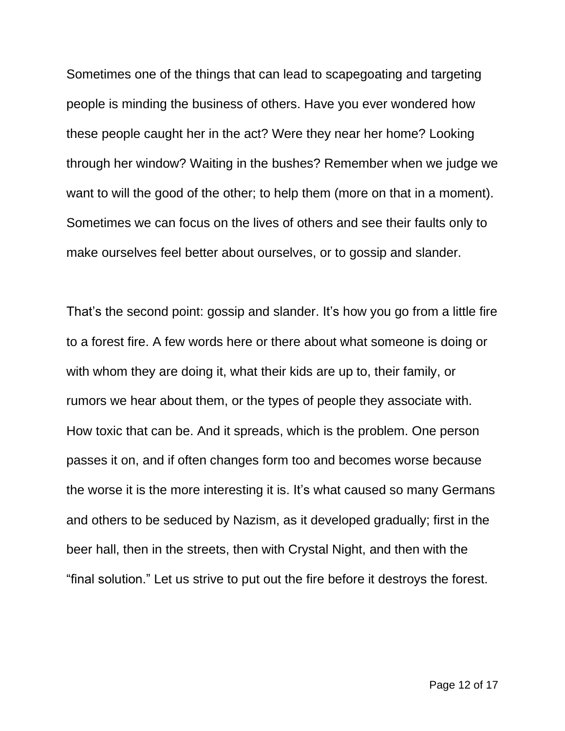Sometimes one of the things that can lead to scapegoating and targeting people is minding the business of others. Have you ever wondered how these people caught her in the act? Were they near her home? Looking through her window? Waiting in the bushes? Remember when we judge we want to will the good of the other; to help them (more on that in a moment). Sometimes we can focus on the lives of others and see their faults only to make ourselves feel better about ourselves, or to gossip and slander.

That's the second point: gossip and slander. It's how you go from a little fire to a forest fire. A few words here or there about what someone is doing or with whom they are doing it, what their kids are up to, their family, or rumors we hear about them, or the types of people they associate with. How toxic that can be. And it spreads, which is the problem. One person passes it on, and if often changes form too and becomes worse because the worse it is the more interesting it is. It's what caused so many Germans and others to be seduced by Nazism, as it developed gradually; first in the beer hall, then in the streets, then with Crystal Night, and then with the "final solution." Let us strive to put out the fire before it destroys the forest.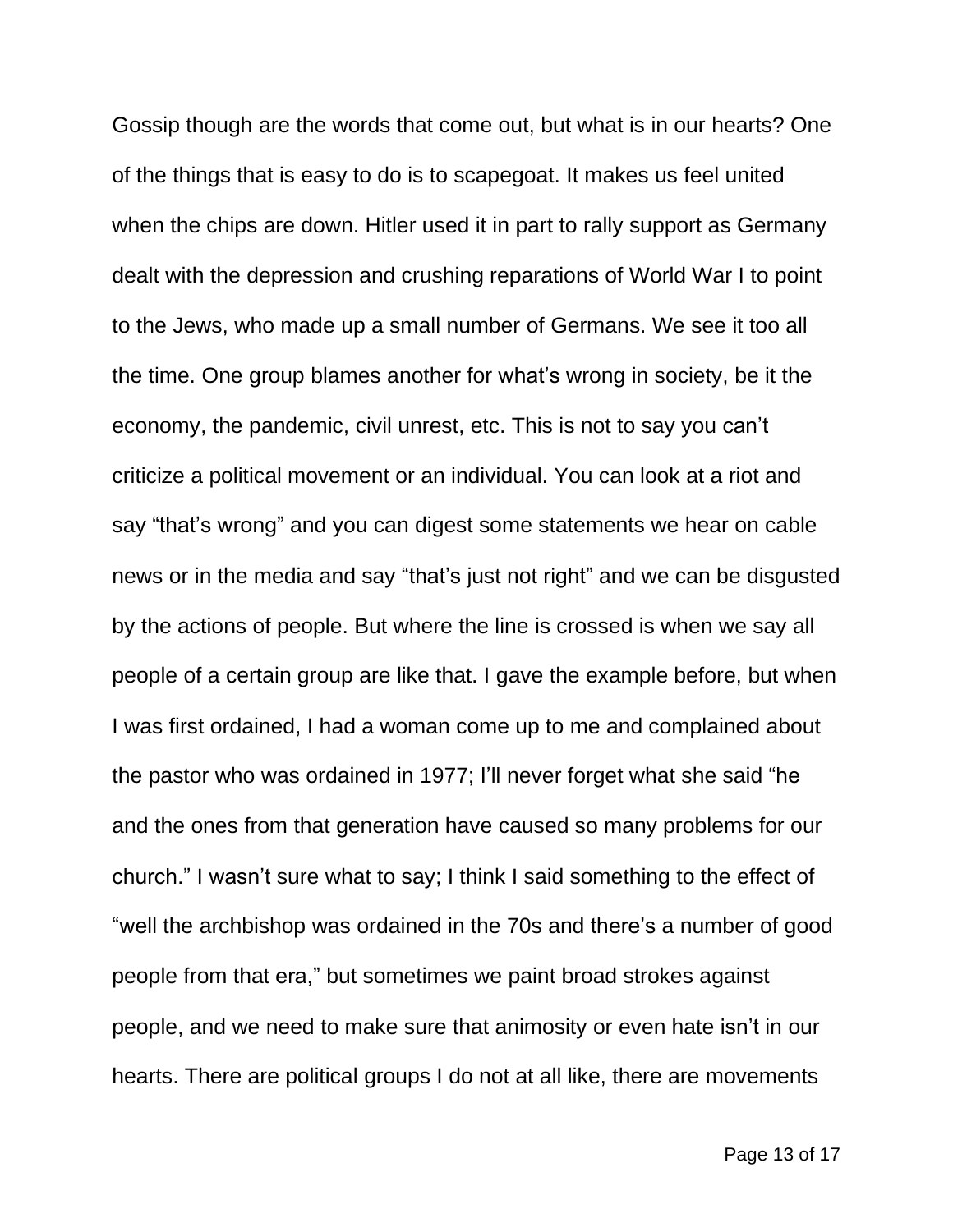Gossip though are the words that come out, but what is in our hearts? One of the things that is easy to do is to scapegoat. It makes us feel united when the chips are down. Hitler used it in part to rally support as Germany dealt with the depression and crushing reparations of World War I to point to the Jews, who made up a small number of Germans. We see it too all the time. One group blames another for what's wrong in society, be it the economy, the pandemic, civil unrest, etc. This is not to say you can't criticize a political movement or an individual. You can look at a riot and say "that's wrong" and you can digest some statements we hear on cable news or in the media and say "that's just not right" and we can be disgusted by the actions of people. But where the line is crossed is when we say all people of a certain group are like that. I gave the example before, but when I was first ordained, I had a woman come up to me and complained about the pastor who was ordained in 1977; I'll never forget what she said "he and the ones from that generation have caused so many problems for our church." I wasn't sure what to say; I think I said something to the effect of "well the archbishop was ordained in the 70s and there's a number of good people from that era," but sometimes we paint broad strokes against people, and we need to make sure that animosity or even hate isn't in our hearts. There are political groups I do not at all like, there are movements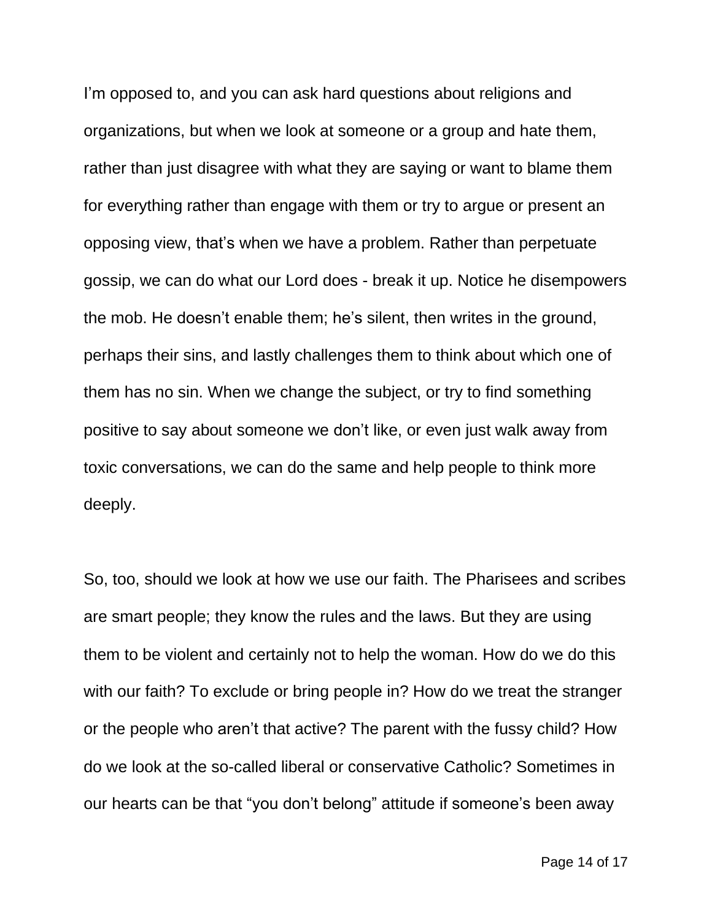I’m opposed to, and you can ask hard questions about religions and organizations, but when we look at someone or a group and hate them, rather than just disagree with what they are saying or want to blame them for everything rather than engage with them or try to argue or present an opposing view, that’s when we have a problem. Rather than perpetuate gossip, we can do what our Lord does - break it up. Notice he disempowers the mob. He doesn’t enable them; he’s silent, then writes in the ground, perhaps their sins, and lastly challenges them to think about which one of them has no sin. When we change the subject, or try to find something positive to say about someone we don’t like, or even just walk away from toxic conversations, we can do the same and help people to think more deeply.

So, too, should we look at how we use our faith. The Pharisees and scribes are smart people; they know the rules and the laws. But they are using them to be violent and certainly not to help the woman. How do we do this with our faith? To exclude or bring people in? How do we treat the stranger or the people who aren’t that active? The parent with the fussy child? How do we look at the so-called liberal or conservative Catholic? Sometimes in our hearts can be that “you don’t belong” attitude if someone’s been away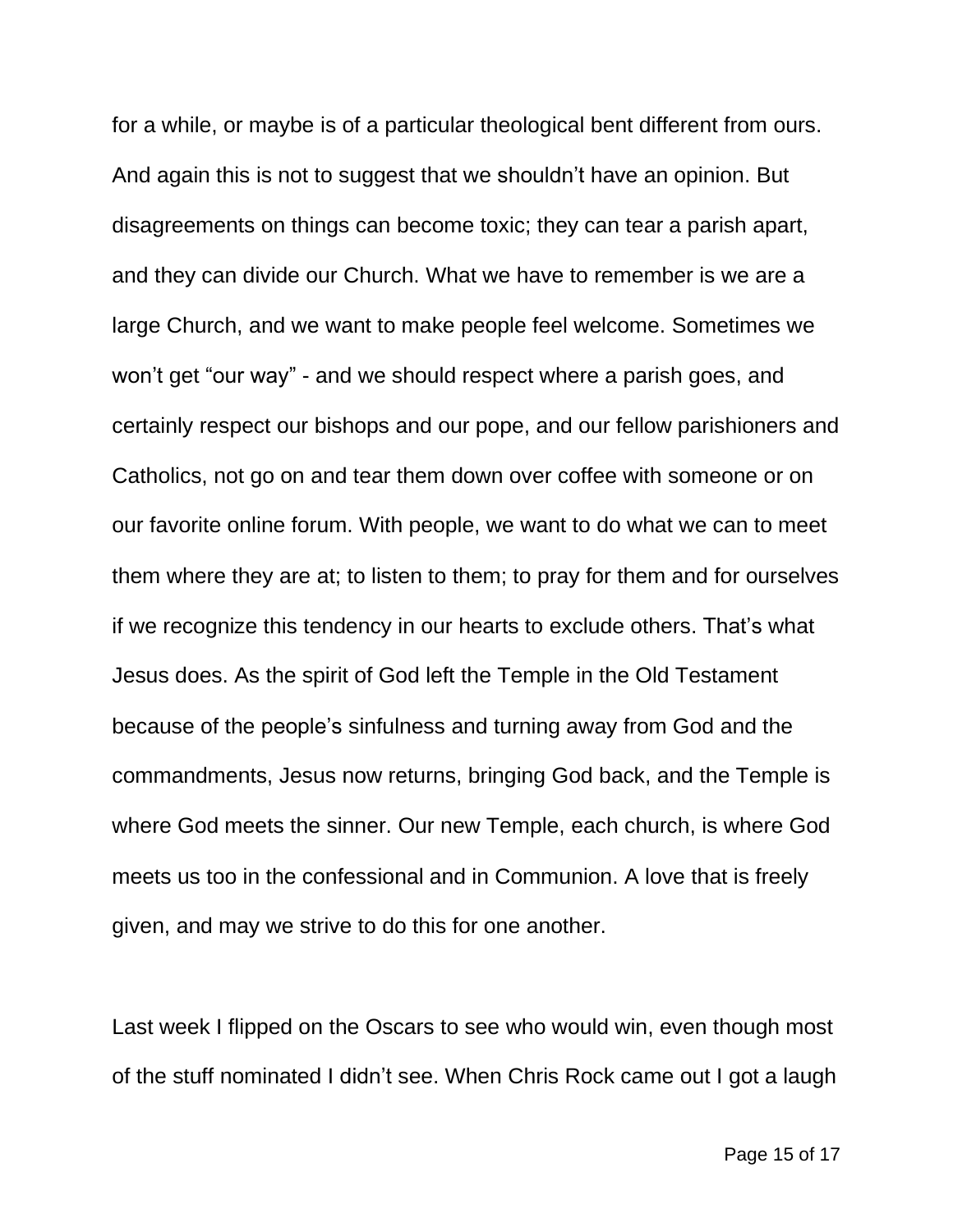for a while, or maybe is of a particular theological bent different from ours. And again this is not to suggest that we shouldn't have an opinion. But disagreements on things can become toxic; they can tear a parish apart, and they can divide our Church. What we have to remember is we are a large Church, and we want to make people feel welcome. Sometimes we won't get "our way" - and we should respect where a parish goes, and certainly respect our bishops and our pope, and our fellow parishioners and Catholics, not go on and tear them down over coffee with someone or on our favorite online forum. With people, we want to do what we can to meet them where they are at; to listen to them; to pray for them and for ourselves if we recognize this tendency in our hearts to exclude others. That's what Jesus does. As the spirit of God left the Temple in the Old Testament because of the people's sinfulness and turning away from God and the commandments, Jesus now returns, bringing God back, and the Temple is where God meets the sinner. Our new Temple, each church, is where God meets us too in the confessional and in Communion. A love that is freely given, and may we strive to do this for one another.

Last week I flipped on the Oscars to see who would win, even though most of the stuff nominated I didn't see. When Chris Rock came out I got a laugh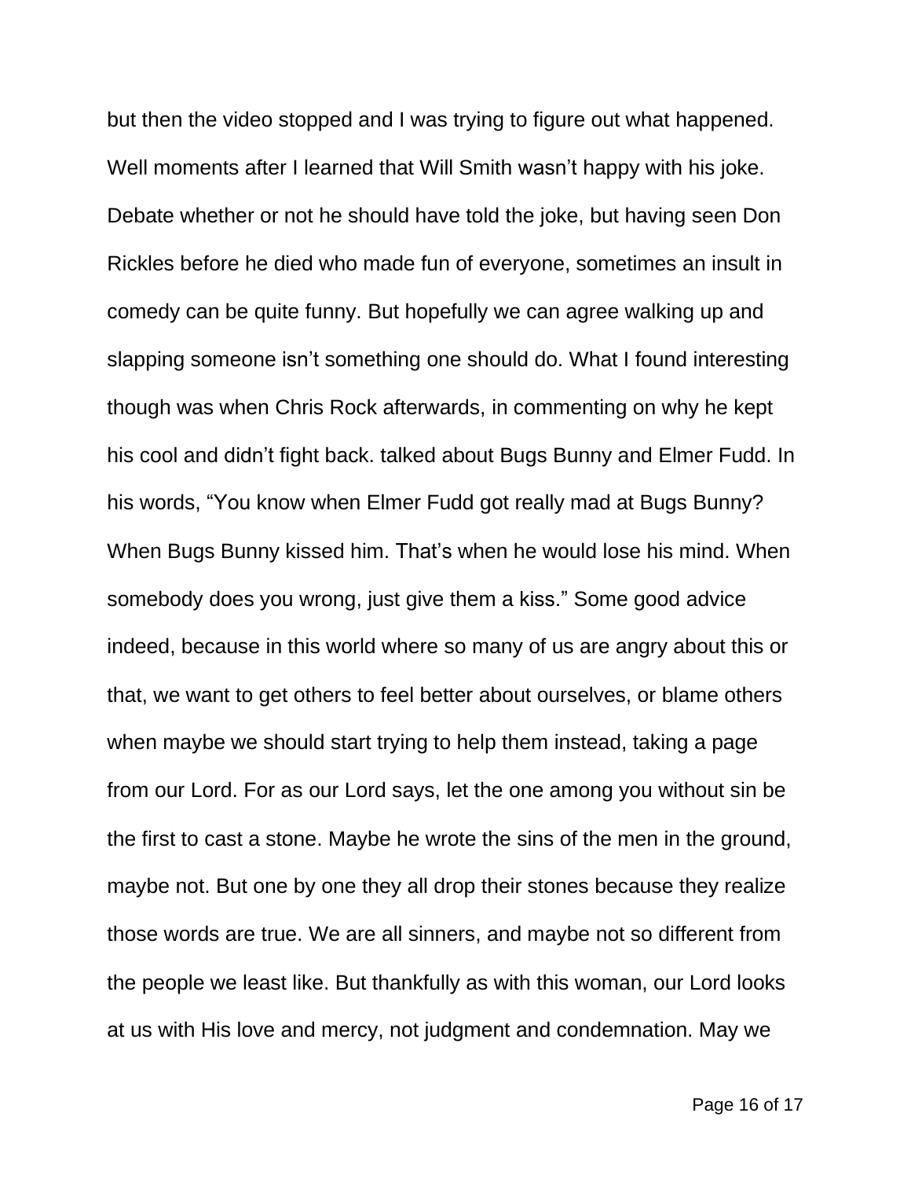but then the video stopped and I was trying to figure out what happened. Well moments after I learned that Will Smith wasn't happy with his joke. Debate whether or not he should have told the joke, but having seen Don Rickles before he died who made fun of everyone, sometimes an insult in comedy can be quite funny. But hopefully we can agree walking up and slapping someone isn't something one should do. What I found interesting though was when Chris Rock afterwards, in commenting on why he kept his cool and didn't fight back. talked about Bugs Bunny and Elmer Fudd. In his words, "You know when Elmer Fudd got really mad at Bugs Bunny? When Bugs Bunny kissed him. That's when he would lose his mind. When somebody does you wrong, just give them a kiss." Some good advice indeed, because in this world where so many of us are angry about this or that, we want to get others to feel better about ourselves, or blame others when maybe we should start trying to help them instead, taking a page from our Lord. For as our Lord says, let the one among you without sin be the first to cast a stone. Maybe he wrote the sins of the men in the ground, maybe not. But one by one they all drop their stones because they realize those words are true. We are all sinners, and maybe not so different from the people we least like. But thankfully as with this woman, our Lord looks at us with His love and mercy, not judgment and condemnation. May we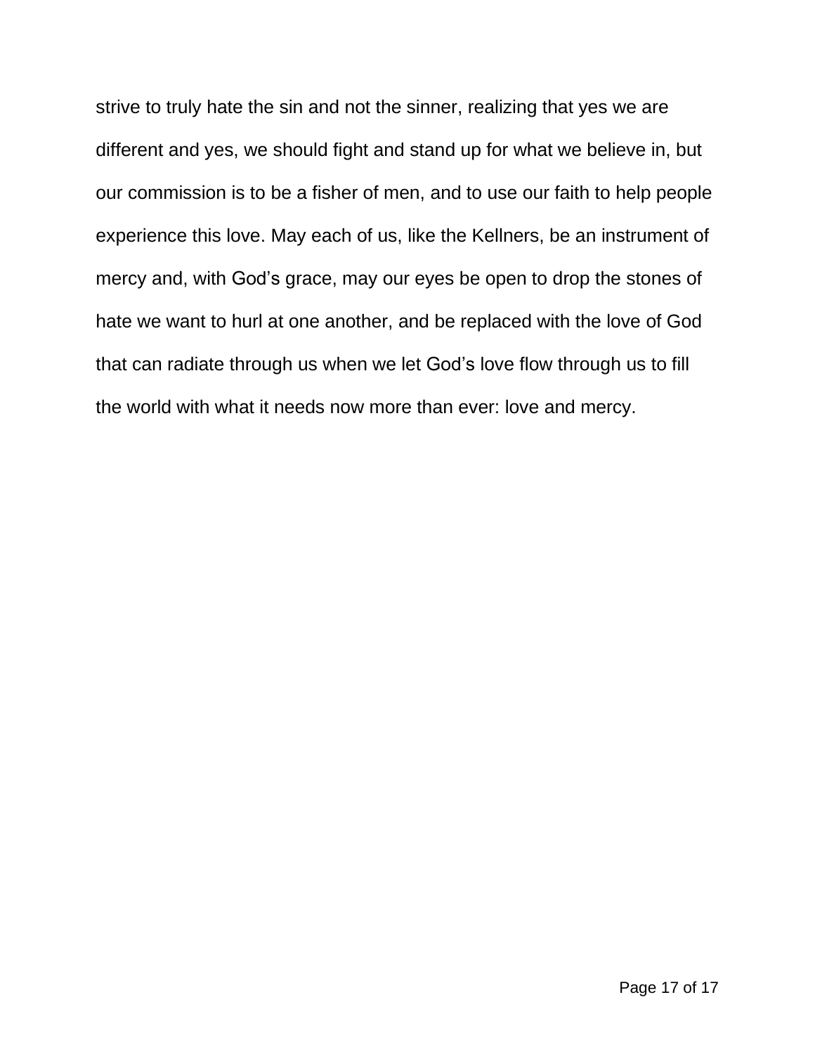strive to truly hate the sin and not the sinner, realizing that yes we are different and yes, we should fight and stand up for what we believe in, but our commission is to be a fisher of men, and to use our faith to help people experience this love. May each of us, like the Kellners, be an instrument of mercy and, with God’s grace, may our eyes be open to drop the stones of hate we want to hurl at one another, and be replaced with the love of God that can radiate through us when we let God’s love flow through us to fill the world with what it needs now more than ever: love and mercy.